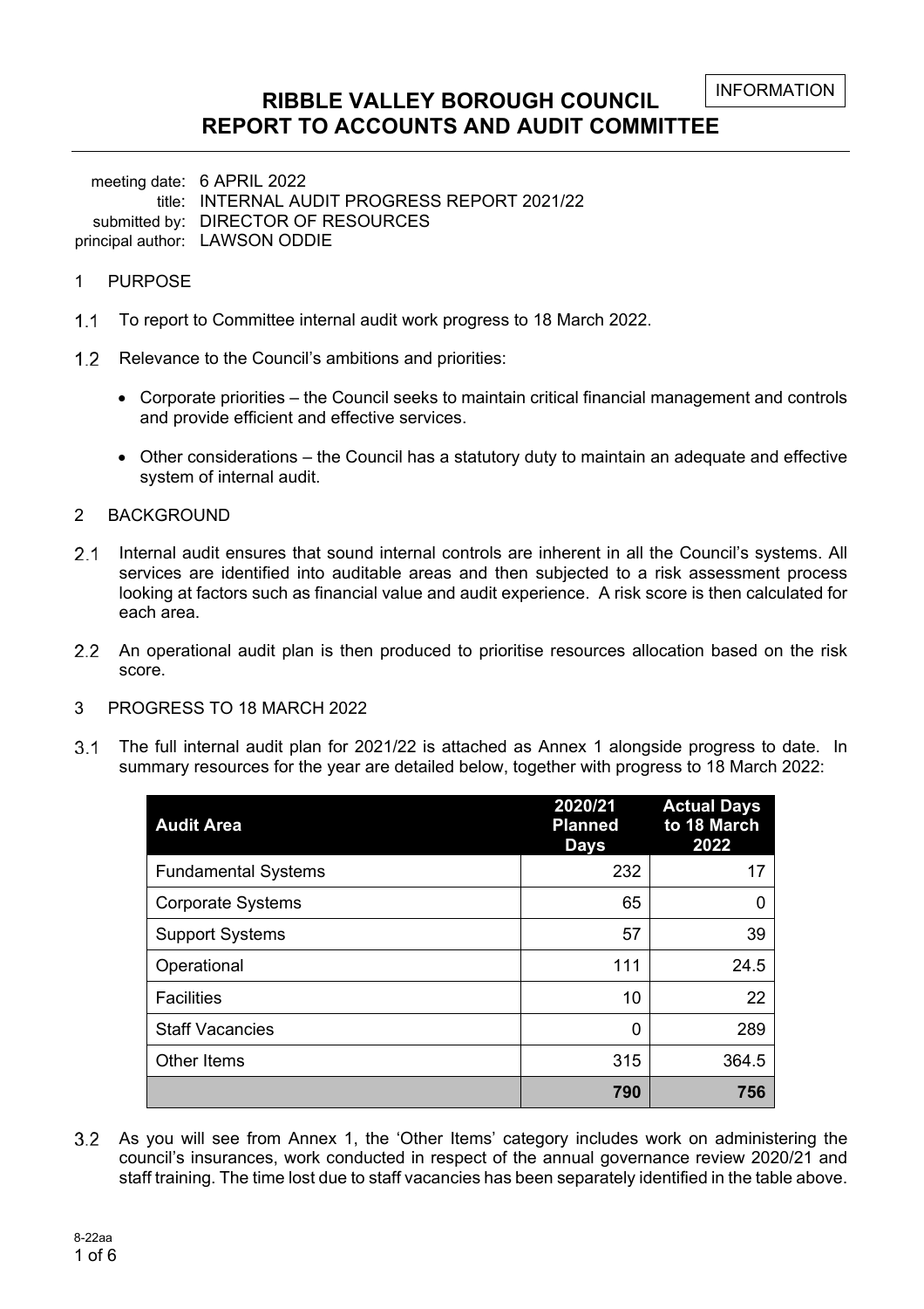INFORMATION

# RIBBLE VALLEY BOROUGH COUNCIL
# REPORT TO ACCOUNTS AND AUDIT COMMITTEE

meeting date: 6 APRIL 2022
title: INTERNAL AUDIT PROGRESS REPORT 2021/22
submitted by: DIRECTOR OF RESOURCES
principal author: LAWSON ODDIE

## 1 PURPOSE

1.1 To report to Committee internal audit work progress to 18 March 2022.

1.2 Relevance to the Council's ambitions and priorities:

- Corporate priorities – the Council seeks to maintain critical financial management and controls and provide efficient and effective services.
- Other considerations – the Council has a statutory duty to maintain an adequate and effective system of internal audit.

## 2 BACKGROUND

2.1 Internal audit ensures that sound internal controls are inherent in all the Council's systems. All services are identified into auditable areas and then subjected to a risk assessment process looking at factors such as financial value and audit experience. A risk score is then calculated for each area.

2.2 An operational audit plan is then produced to prioritise resources allocation based on the risk score.

## 3 PROGRESS TO 18 MARCH 2022

3.1 The full internal audit plan for 2021/22 is attached as Annex 1 alongside progress to date. In summary resources for the year are detailed below, together with progress to 18 March 2022:

| Audit Area | 2020/21 Planned Days | Actual Days to 18 March 2022 |
|---|---|---|
| Fundamental Systems | 232 | 17 |
| Corporate Systems | 65 | 0 |
| Support Systems | 57 | 39 |
| Operational | 111 | 24.5 |
| Facilities | 10 | 22 |
| Staff Vacancies | 0 | 289 |
| Other Items | 315 | 364.5 |
| | **790** | **756** |

3.2 As you will see from Annex 1, the 'Other Items' category includes work on administering the council's insurances, work conducted in respect of the annual governance review 2020/21 and staff training. The time lost due to staff vacancies has been separately identified in the table above.

8-22aa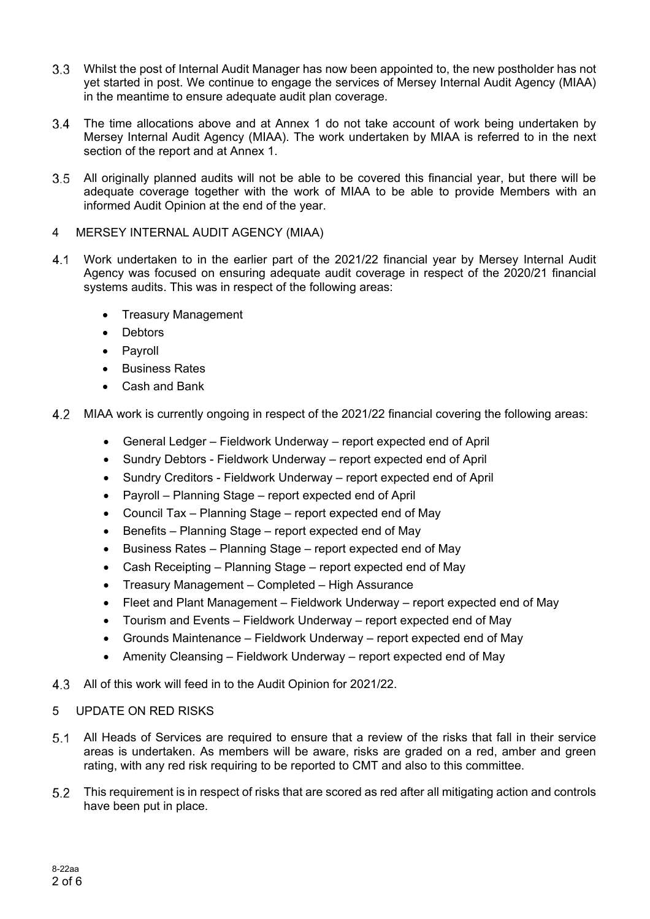3.3 Whilst the post of Internal Audit Manager has now been appointed to, the new postholder has not yet started in post. We continue to engage the services of Mersey Internal Audit Agency (MIAA) in the meantime to ensure adequate audit plan coverage.

3.4 The time allocations above and at Annex 1 do not take account of work being undertaken by Mersey Internal Audit Agency (MIAA). The work undertaken by MIAA is referred to in the next section of the report and at Annex 1.

3.5 All originally planned audits will not be able to be covered this financial year, but there will be adequate coverage together with the work of MIAA to be able to provide Members with an informed Audit Opinion at the end of the year.

## 4 MERSEY INTERNAL AUDIT AGENCY (MIAA)

4.1 Work undertaken to in the earlier part of the 2021/22 financial year by Mersey Internal Audit Agency was focused on ensuring adequate audit coverage in respect of the 2020/21 financial systems audits. This was in respect of the following areas:

- Treasury Management
- Debtors
- Payroll
- Business Rates
- Cash and Bank

4.2 MIAA work is currently ongoing in respect of the 2021/22 financial covering the following areas:

- General Ledger – Fieldwork Underway – report expected end of April
- Sundry Debtors - Fieldwork Underway – report expected end of April
- Sundry Creditors - Fieldwork Underway – report expected end of April
- Payroll – Planning Stage – report expected end of April
- Council Tax – Planning Stage – report expected end of May
- Benefits – Planning Stage – report expected end of May
- Business Rates – Planning Stage – report expected end of May
- Cash Receipting – Planning Stage – report expected end of May
- Treasury Management – Completed – High Assurance
- Fleet and Plant Management – Fieldwork Underway – report expected end of May
- Tourism and Events – Fieldwork Underway – report expected end of May
- Grounds Maintenance – Fieldwork Underway – report expected end of May
- Amenity Cleansing – Fieldwork Underway – report expected end of May

4.3 All of this work will feed in to the Audit Opinion for 2021/22.

## 5 UPDATE ON RED RISKS

5.1 All Heads of Services are required to ensure that a review of the risks that fall in their service areas is undertaken. As members will be aware, risks are graded on a red, amber and green rating, with any red risk requiring to be reported to CMT and also to this committee.

5.2 This requirement is in respect of risks that are scored as red after all mitigating action and controls have been put in place.

8-22aa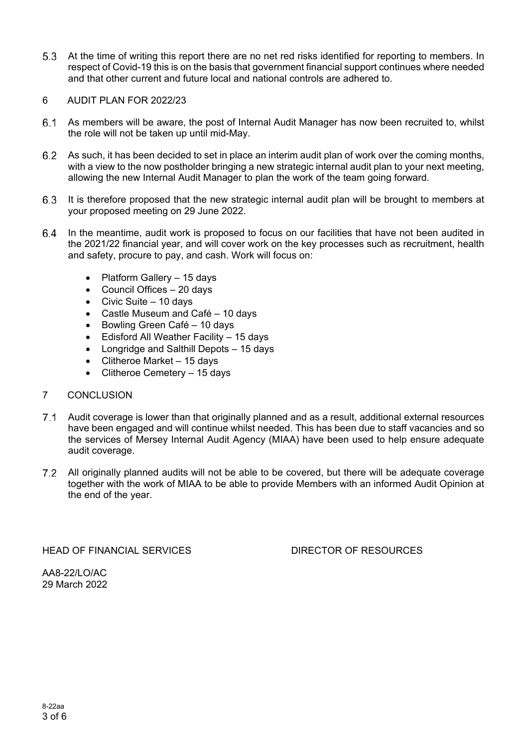5.3 At the time of writing this report there are no net red risks identified for reporting to members. In respect of Covid-19 this is on the basis that government financial support continues where needed and that other current and future local and national controls are adhered to.

## 6 AUDIT PLAN FOR 2022/23

6.1 As members will be aware, the post of Internal Audit Manager has now been recruited to, whilst the role will not be taken up until mid-May.

6.2 As such, it has been decided to set in place an interim audit plan of work over the coming months, with a view to the now postholder bringing a new strategic internal audit plan to your next meeting, allowing the new Internal Audit Manager to plan the work of the team going forward.

6.3 It is therefore proposed that the new strategic internal audit plan will be brought to members at your proposed meeting on 29 June 2022.

6.4 In the meantime, audit work is proposed to focus on our facilities that have not been audited in the 2021/22 financial year, and will cover work on the key processes such as recruitment, health and safety, procure to pay, and cash. Work will focus on:

- Platform Gallery – 15 days
- Council Offices – 20 days
- Civic Suite – 10 days
- Castle Museum and Café – 10 days
- Bowling Green Café – 10 days
- Edisford All Weather Facility – 15 days
- Longridge and Salthill Depots – 15 days
- Clitheroe Market – 15 days
- Clitheroe Cemetery – 15 days

## 7 CONCLUSION

7.1 Audit coverage is lower than that originally planned and as a result, additional external resources have been engaged and will continue whilst needed. This has been due to staff vacancies and so the services of Mersey Internal Audit Agency (MIAA) have been used to help ensure adequate audit coverage.

7.2 All originally planned audits will not be able to be covered, but there will be adequate coverage together with the work of MIAA to be able to provide Members with an informed Audit Opinion at the end of the year.

HEAD OF FINANCIAL SERVICES DIRECTOR OF RESOURCES

AA8-22/LO/AC
29 March 2022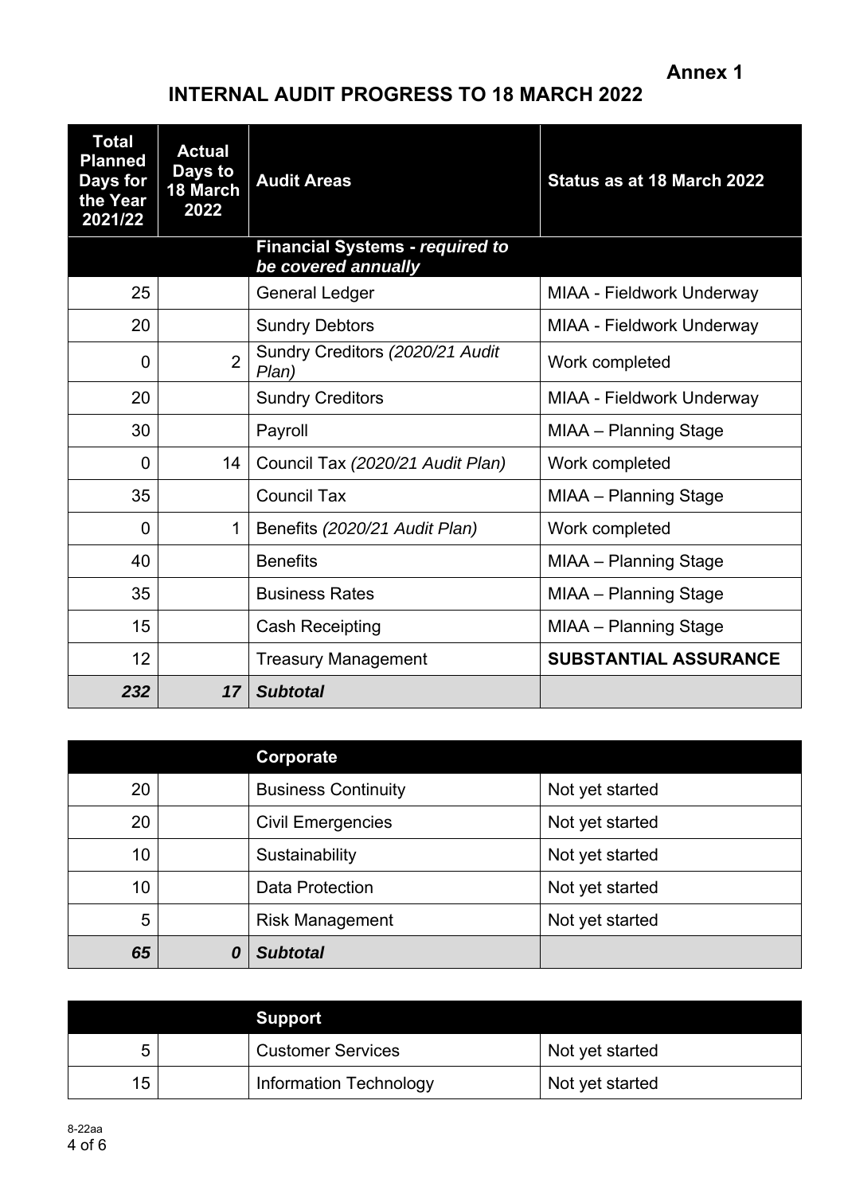**Annex 1**

# INTERNAL AUDIT PROGRESS TO 18 MARCH 2022

| Total Planned Days for the Year 2021/22 | Actual Days to 18 March 2022 | Audit Areas | Status as at 18 March 2022 |
|---|---|---|---|
| | | **Financial Systems - *required to be covered annually*** | |
| 25 | | General Ledger | MIAA - Fieldwork Underway |
| 20 | | Sundry Debtors | MIAA - Fieldwork Underway |
| 0 | 2 | Sundry Creditors *(2020/21 Audit Plan)* | Work completed |
| 20 | | Sundry Creditors | MIAA - Fieldwork Underway |
| 30 | | Payroll | MIAA – Planning Stage |
| 0 | 14 | Council Tax *(2020/21 Audit Plan)* | Work completed |
| 35 | | Council Tax | MIAA – Planning Stage |
| 0 | 1 | Benefits *(2020/21 Audit Plan)* | Work completed |
| 40 | | Benefits | MIAA – Planning Stage |
| 35 | | Business Rates | MIAA – Planning Stage |
| 15 | | Cash Receipting | MIAA – Planning Stage |
| 12 | | Treasury Management | **SUBSTANTIAL ASSURANCE** |
| ***232*** | ***17*** | ***Subtotal*** | |

| | | **Corporate** | |
|---|---|---|---|
| 20 | | Business Continuity | Not yet started |
| 20 | | Civil Emergencies | Not yet started |
| 10 | | Sustainability | Not yet started |
| 10 | | Data Protection | Not yet started |
| 5 | | Risk Management | Not yet started |
| ***65*** | ***0*** | ***Subtotal*** | |

| | | **Support** | |
|---|---|---|---|
| 5 | | Customer Services | Not yet started |
| 15 | | Information Technology | Not yet started |

8-22aa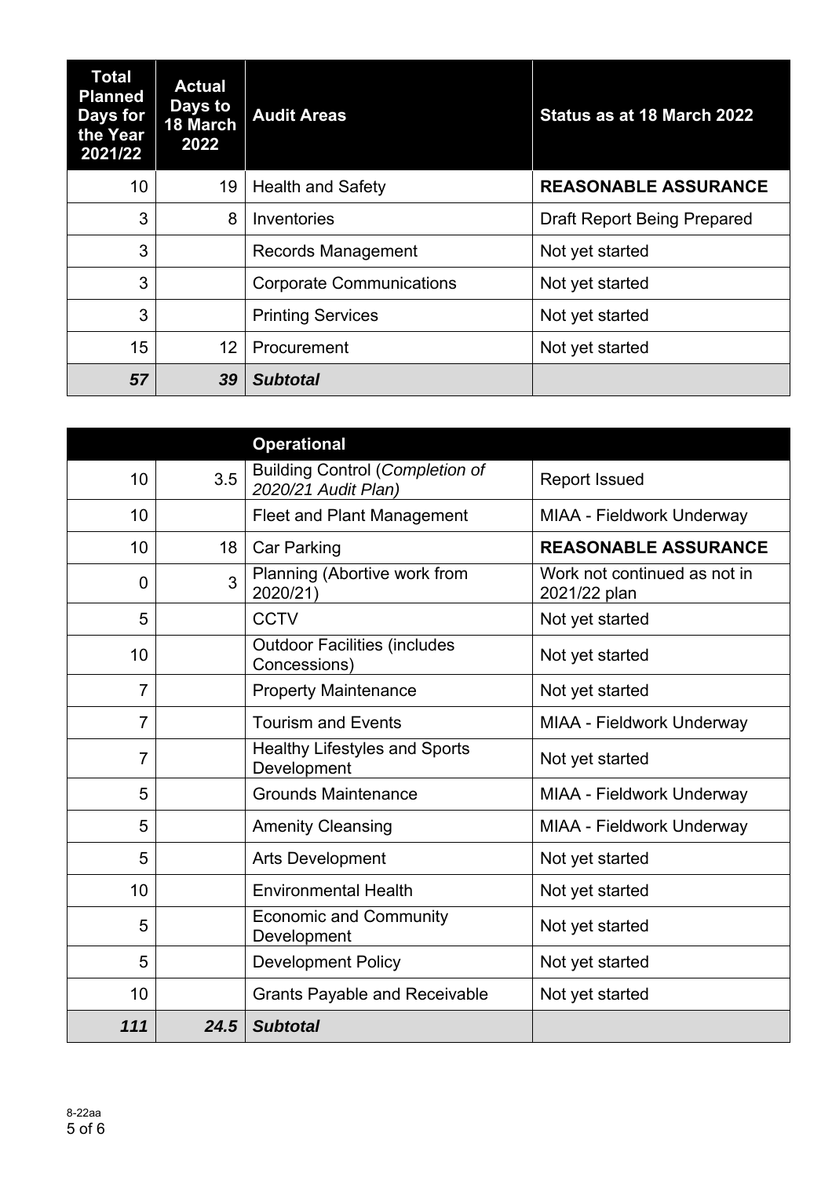| Total Planned Days for the Year 2021/22 | Actual Days to 18 March 2022 | Audit Areas | Status as at 18 March 2022 |
|---|---|---|---|
| 10 | 19 | Health and Safety | **REASONABLE ASSURANCE** |
| 3 | 8 | Inventories | Draft Report Being Prepared |
| 3 | | Records Management | Not yet started |
| 3 | | Corporate Communications | Not yet started |
| 3 | | Printing Services | Not yet started |
| 15 | 12 | Procurement | Not yet started |
| ***57*** | ***39*** | ***Subtotal*** | |

| | | Operational | |
|---|---|---|---|
| 10 | 3.5 | Building Control (*Completion of 2020/21 Audit Plan)* | Report Issued |
| 10 | | Fleet and Plant Management | MIAA - Fieldwork Underway |
| 10 | 18 | Car Parking | **REASONABLE ASSURANCE** |
| 0 | 3 | Planning (Abortive work from 2020/21) | Work not continued as not in 2021/22 plan |
| 5 | | CCTV | Not yet started |
| 10 | | Outdoor Facilities (includes Concessions) | Not yet started |
| 7 | | Property Maintenance | Not yet started |
| 7 | | Tourism and Events | MIAA - Fieldwork Underway |
| 7 | | Healthy Lifestyles and Sports Development | Not yet started |
| 5 | | Grounds Maintenance | MIAA - Fieldwork Underway |
| 5 | | Amenity Cleansing | MIAA - Fieldwork Underway |
| 5 | | Arts Development | Not yet started |
| 10 | | Environmental Health | Not yet started |
| 5 | | Economic and Community Development | Not yet started |
| 5 | | Development Policy | Not yet started |
| 10 | | Grants Payable and Receivable | Not yet started |
| ***111*** | ***24.5*** | ***Subtotal*** | |

8-22aa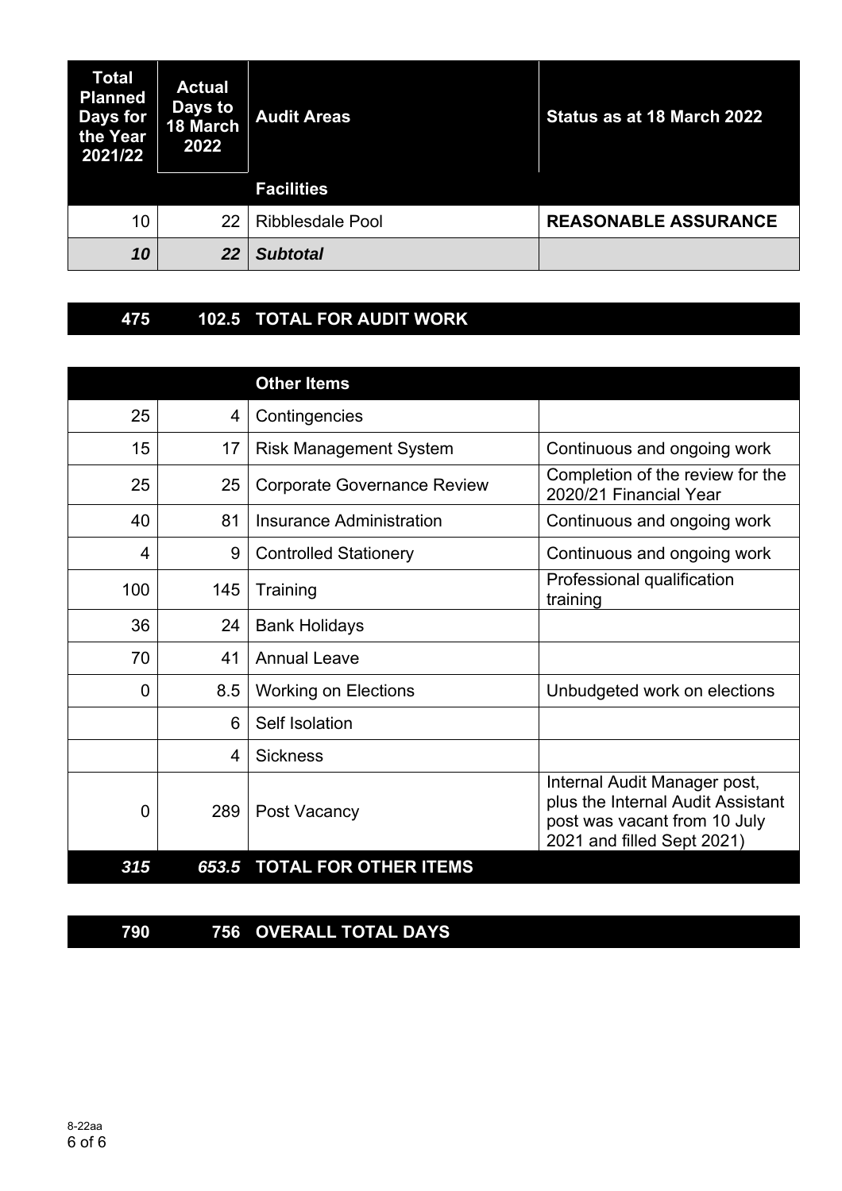| Total Planned Days for the Year 2021/22 | Actual Days to 18 March 2022 | Audit Areas | Status as at 18 March 2022 |
|---|---|---|---|
| | | **Facilities** | |
| 10 | 22 | Ribblesdale Pool | **REASONABLE ASSURANCE** |
| ***10*** | ***22*** | ***Subtotal*** | |

| | | | |
|---|---|---|---|
| **475** | **102.5** | **TOTAL FOR AUDIT WORK** | |

| | | | |
|---|---|---|---|
| | | **Other Items** | |
| 25 | 4 | Contingencies | |
| 15 | 17 | Risk Management System | Continuous and ongoing work |
| 25 | 25 | Corporate Governance Review | Completion of the review for the 2020/21 Financial Year |
| 40 | 81 | Insurance Administration | Continuous and ongoing work |
| 4 | 9 | Controlled Stationery | Continuous and ongoing work |
| 100 | 145 | Training | Professional qualification training |
| 36 | 24 | Bank Holidays | |
| 70 | 41 | Annual Leave | |
| 0 | 8.5 | Working on Elections | Unbudgeted work on elections |
| | 6 | Self Isolation | |
| | 4 | Sickness | |
| 0 | 289 | Post Vacancy | Internal Audit Manager post, plus the Internal Audit Assistant post was vacant from 10 July 2021 and filled Sept 2021) |
| ***315*** | ***653.5*** | **TOTAL FOR OTHER ITEMS** | |

| | | | |
|---|---|---|---|
| **790** | **756** | **OVERALL TOTAL DAYS** | |

8-22aa